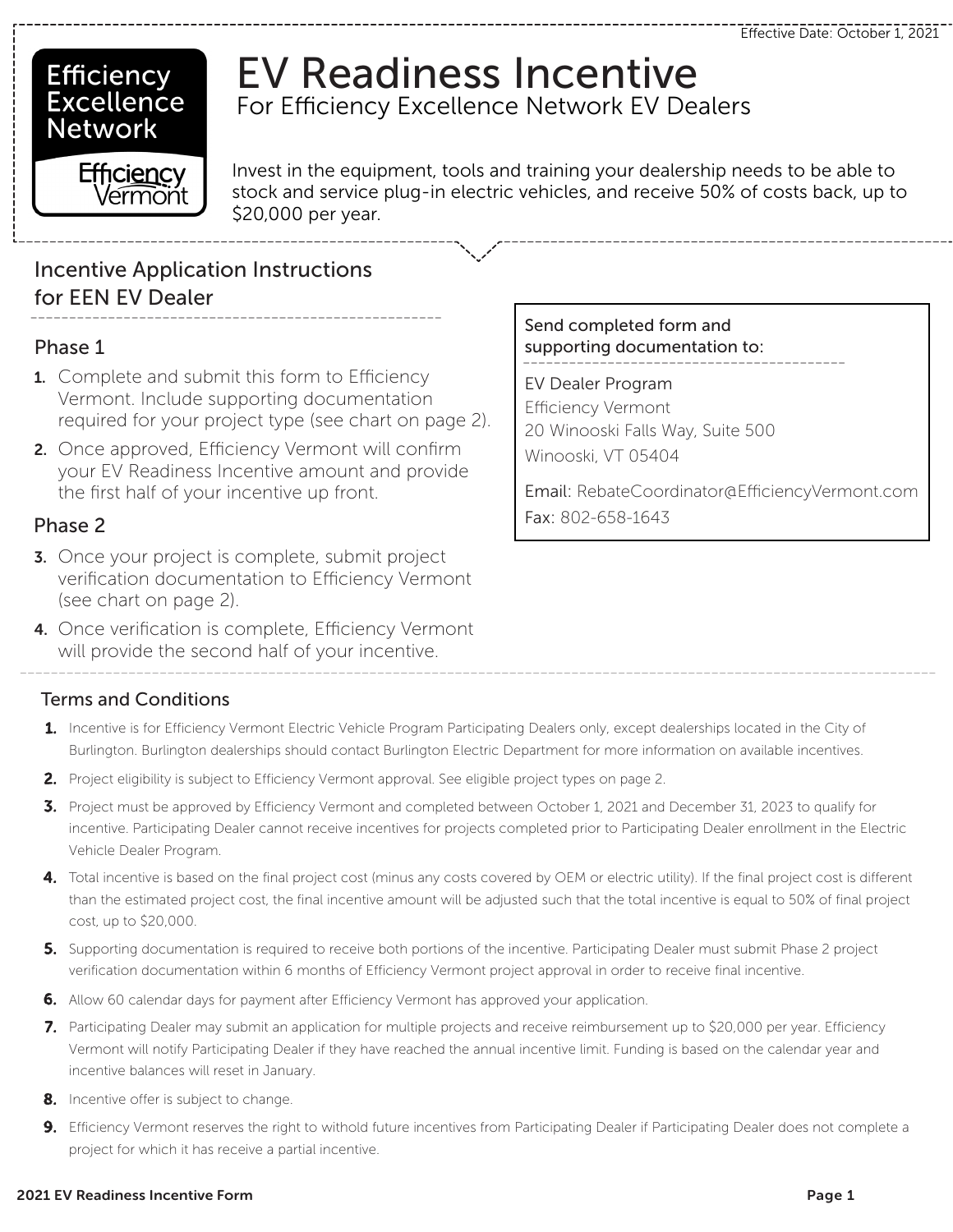Effective Date: October 1, 2021

Efficiency Excellence Network

Efficiency Vermont

# EV Readiness Incentive

## For Efficiency Excellence Network EV Dealers

Invest in the equipment, tools and training your dealership needs to be able to stock and service plug-in electric vehicles, and receive 50% of costs back, up to $20,000 per year.

## Incentive Application Instructions for EEN EV Dealer

### Phase 1

1. Complete and submit this form to Efficiency Vermont. Include supporting documentation required for your project type (see chart on page 2).
2. Once approved, Efficiency Vermont will confirm your EV Readiness Incentive amount and provide the first half of your incentive up front.

### Phase 2

3. Once your project is complete, submit project verification documentation to Efficiency Vermont (see chart on page 2).
4. Once verification is complete, Efficiency Vermont will provide the second half of your incentive.

**Send completed form and supporting documentation to:**

EV Dealer Program
Efficiency Vermont
20 Winooski Falls Way, Suite 500
Winooski, VT 05404

Email: RebateCoordinator@EfficiencyVermont.com
Fax: 802-658-1643

## Terms and Conditions

1. Incentive is for Efficiency Vermont Electric Vehicle Program Participating Dealers only, except dealerships located in the City of Burlington. Burlington dealerships should contact Burlington Electric Department for more information on available incentives.
2. Project eligibility is subject to Efficiency Vermont approval. See eligible project types on page 2.
3. Project must be approved by Efficiency Vermont and completed between October 1, 2021 and December 31, 2023 to qualify for incentive. Participating Dealer cannot receive incentives for projects completed prior to Participating Dealer enrollment in the Electric Vehicle Dealer Program.
4. Total incentive is based on the final project cost (minus any costs covered by OEM or electric utility). If the final project cost is different than the estimated project cost, the final incentive amount will be adjusted such that the total incentive is equal to 50% of final project cost, up to $20,000.
5. Supporting documentation is required to receive both portions of the incentive. Participating Dealer must submit Phase 2 project verification documentation within 6 months of Efficiency Vermont project approval in order to receive final incentive.
6. Allow 60 calendar days for payment after Efficiency Vermont has approved your application.
7. Participating Dealer may submit an application for multiple projects and receive reimbursement up to $20,000 per year. Efficiency Vermont will notify Participating Dealer if they have reached the annual incentive limit. Funding is based on the calendar year and incentive balances will reset in January.
8. Incentive offer is subject to change.
9. Efficiency Vermont reserves the right to withold future incentives from Participating Dealer if Participating Dealer does not complete a project for which it has receive a partial incentive.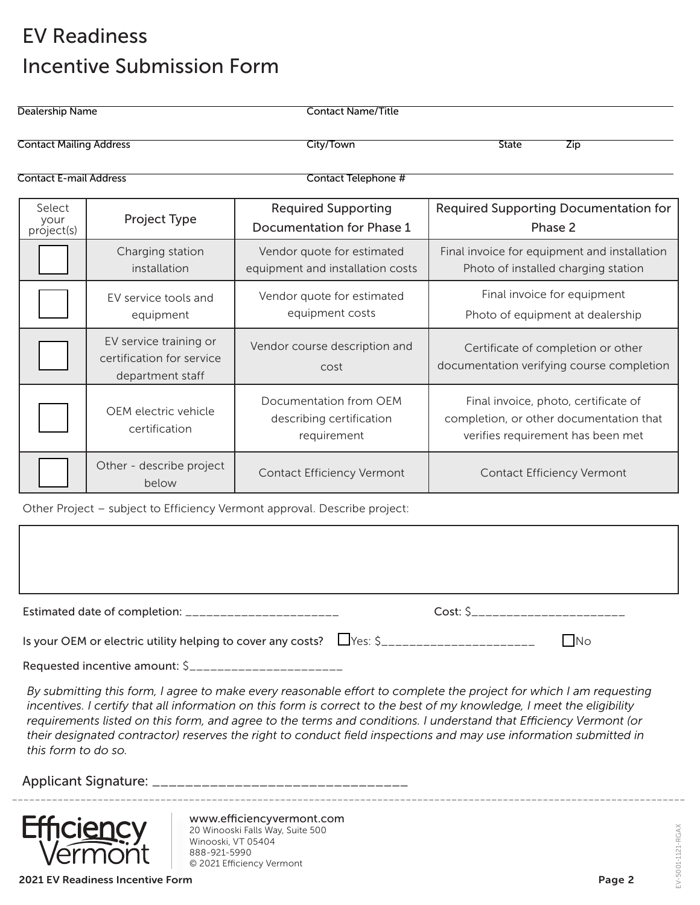# EV Readiness

# Incentive Submission Form

Dealership Name ____________________ Contact Name/Title ____________________

Contact Mailing Address ____________________ City/Town ____________________ State ______ Zip ______

Contact E-mail Address ____________________ Contact Telephone # ____________________

| Select your project(s) | Project Type | Required Supporting Documentation for Phase 1 | Required Supporting Documentation for Phase 2 |
|---|---|---|---|
| ☐ | Charging station installation | Vendor quote for estimated equipment and installation costs | Final invoice for equipment and installation<br>Photo of installed charging station |
| ☐ | EV service tools and equipment | Vendor quote for estimated equipment costs | Final invoice for equipment<br>Photo of equipment at dealership |
| ☐ | EV service training or certification for service department staff | Vendor course description and cost | Certificate of completion or other documentation verifying course completion |
| ☐ | OEM electric vehicle certification | Documentation from OEM describing certification requirement | Final invoice, photo, certificate of completion, or other documentation that verifies requirement has been met |
| ☐ | Other - describe project below | Contact Efficiency Vermont | Contact Efficiency Vermont |

Other Project – subject to Efficiency Vermont approval. Describe project:

Estimated date of completion: ______________________ Cost: $______________________

Is your OEM or electric utility helping to cover any costs? ☐Yes: $______________________ ☐No

Requested incentive amount: $______________________

*By submitting this form, I agree to make every reasonable effort to complete the project for which I am requesting incentives. I certify that all information on this form is correct to the best of my knowledge, I meet the eligibility requirements listed on this form, and agree to the terms and conditions. I understand that Efficiency Vermont (or their designated contractor) reserves the right to conduct field inspections and may use information submitted in this form to do so.*

Applicant Signature: ________________________________

Efficiency Vermont

www.efficiencyvermont.com
20 Winooski Falls Way, Suite 500
Winooski, VT 05404
888-921-5990
© 2021 Efficiency Vermont

2021 EV Readiness Incentive Form

EV-5001-1121-RGAX